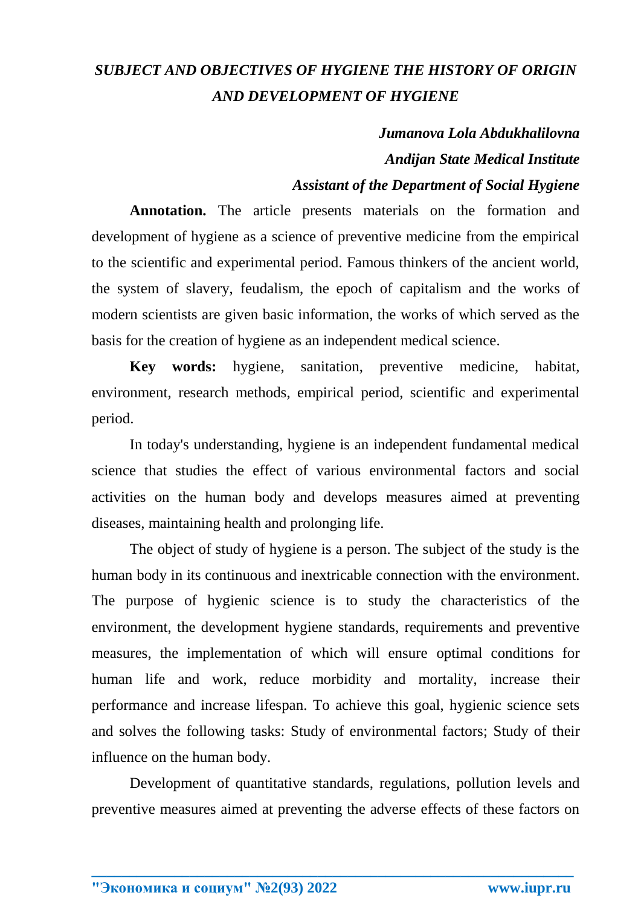# *SUBJECT AND OBJECTIVES OF HYGIENE THE HISTORY OF ORIGIN AND DEVELOPMENT OF HYGIENE*

***Jumanova Lola Abdukhalilovna***

***Andijan State Medical Institute***

***Assistant of the Department of Social Hygiene***

**Annotation.** The article presents materials on the formation and development of hygiene as a science of preventive medicine from the empirical to the scientific and experimental period. Famous thinkers of the ancient world, the system of slavery, feudalism, the epoch of capitalism and the works of modern scientists are given basic information, the works of which served as the basis for the creation of hygiene as an independent medical science.

**Key words:** hygiene, sanitation, preventive medicine, habitat, environment, research methods, empirical period, scientific and experimental period.

In today's understanding, hygiene is an independent fundamental medical science that studies the effect of various environmental factors and social activities on the human body and develops measures aimed at preventing diseases, maintaining health and prolonging life.

The object of study of hygiene is a person. The subject of the study is the human body in its continuous and inextricable connection with the environment. The purpose of hygienic science is to study the characteristics of the environment, the development hygiene standards, requirements and preventive measures, the implementation of which will ensure optimal conditions for human life and work, reduce morbidity and mortality, increase their performance and increase lifespan. To achieve this goal, hygienic science sets and solves the following tasks: Study of environmental factors; Study of their influence on the human body.

Development of quantitative standards, regulations, pollution levels and preventive measures aimed at preventing the adverse effects of these factors on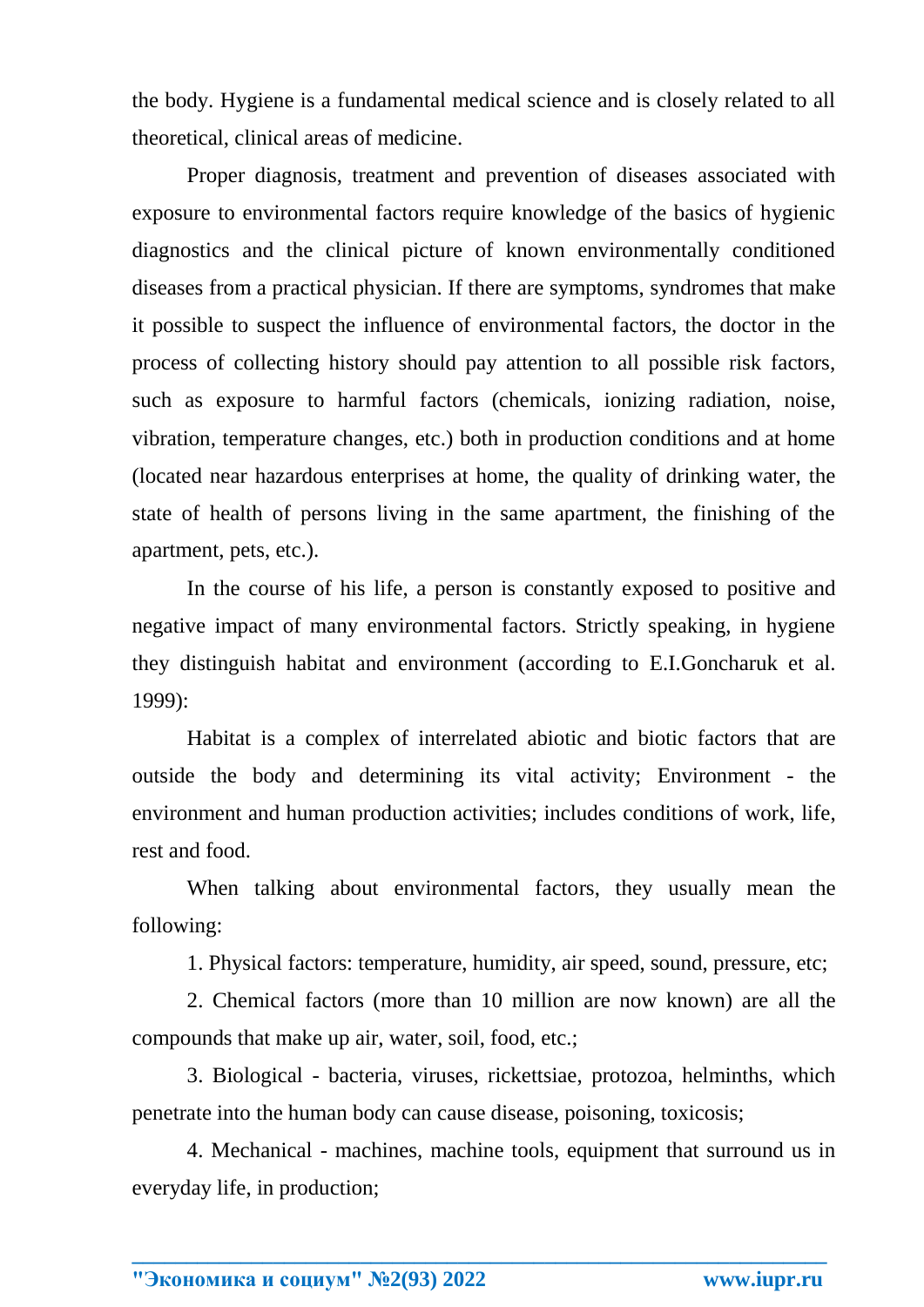the body. Hygiene is a fundamental medical science and is closely related to all theoretical, clinical areas of medicine.

Proper diagnosis, treatment and prevention of diseases associated with exposure to environmental factors require knowledge of the basics of hygienic diagnostics and the clinical picture of known environmentally conditioned diseases from a practical physician. If there are symptoms, syndromes that make it possible to suspect the influence of environmental factors, the doctor in the process of collecting history should pay attention to all possible risk factors, such as exposure to harmful factors (chemicals, ionizing radiation, noise, vibration, temperature changes, etc.) both in production conditions and at home (located near hazardous enterprises at home, the quality of drinking water, the state of health of persons living in the same apartment, the finishing of the apartment, pets, etc.).

In the course of his life, a person is constantly exposed to positive and negative impact of many environmental factors. Strictly speaking, in hygiene they distinguish habitat and environment (according to E.I.Goncharuk et al. 1999):

Habitat is a complex of interrelated abiotic and biotic factors that are outside the body and determining its vital activity; Environment - the environment and human production activities; includes conditions of work, life, rest and food.

When talking about environmental factors, they usually mean the following:

1. Physical factors: temperature, humidity, air speed, sound, pressure, etc;

2. Chemical factors (more than 10 million are now known) are all the compounds that make up air, water, soil, food, etc.;

3. Biological - bacteria, viruses, rickettsiae, protozoa, helminths, which penetrate into the human body can cause disease, poisoning, toxicosis;

4. Mechanical - machines, machine tools, equipment that surround us in everyday life, in production;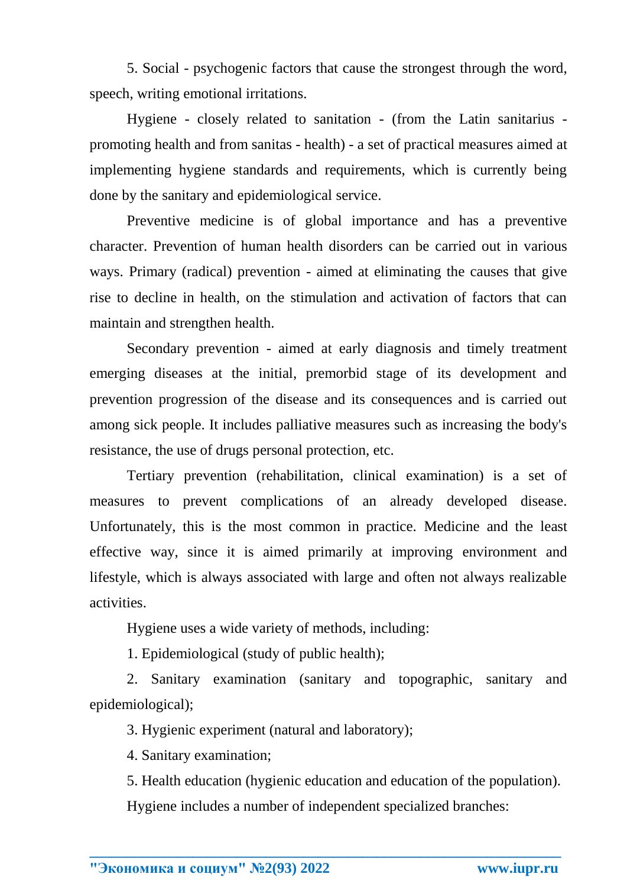5. Social - psychogenic factors that cause the strongest through the word, speech, writing emotional irritations.

Hygiene - closely related to sanitation - (from the Latin sanitarius - promoting health and from sanitas - health) - a set of practical measures aimed at implementing hygiene standards and requirements, which is currently being done by the sanitary and epidemiological service.

Preventive medicine is of global importance and has a preventive character. Prevention of human health disorders can be carried out in various ways. Primary (radical) prevention - aimed at eliminating the causes that give rise to decline in health, on the stimulation and activation of factors that can maintain and strengthen health.

Secondary prevention - aimed at early diagnosis and timely treatment emerging diseases at the initial, premorbid stage of its development and prevention progression of the disease and its consequences and is carried out among sick people. It includes palliative measures such as increasing the body's resistance, the use of drugs personal protection, etc.

Tertiary prevention (rehabilitation, clinical examination) is a set of measures to prevent complications of an already developed disease. Unfortunately, this is the most common in practice. Medicine and the least effective way, since it is aimed primarily at improving environment and lifestyle, which is always associated with large and often not always realizable activities.

Hygiene uses a wide variety of methods, including:

1. Epidemiological (study of public health);
2. Sanitary examination (sanitary and topographic, sanitary and epidemiological);
3. Hygienic experiment (natural and laboratory);
4. Sanitary examination;
5. Health education (hygienic education and education of the population).

Hygiene includes a number of independent specialized branches: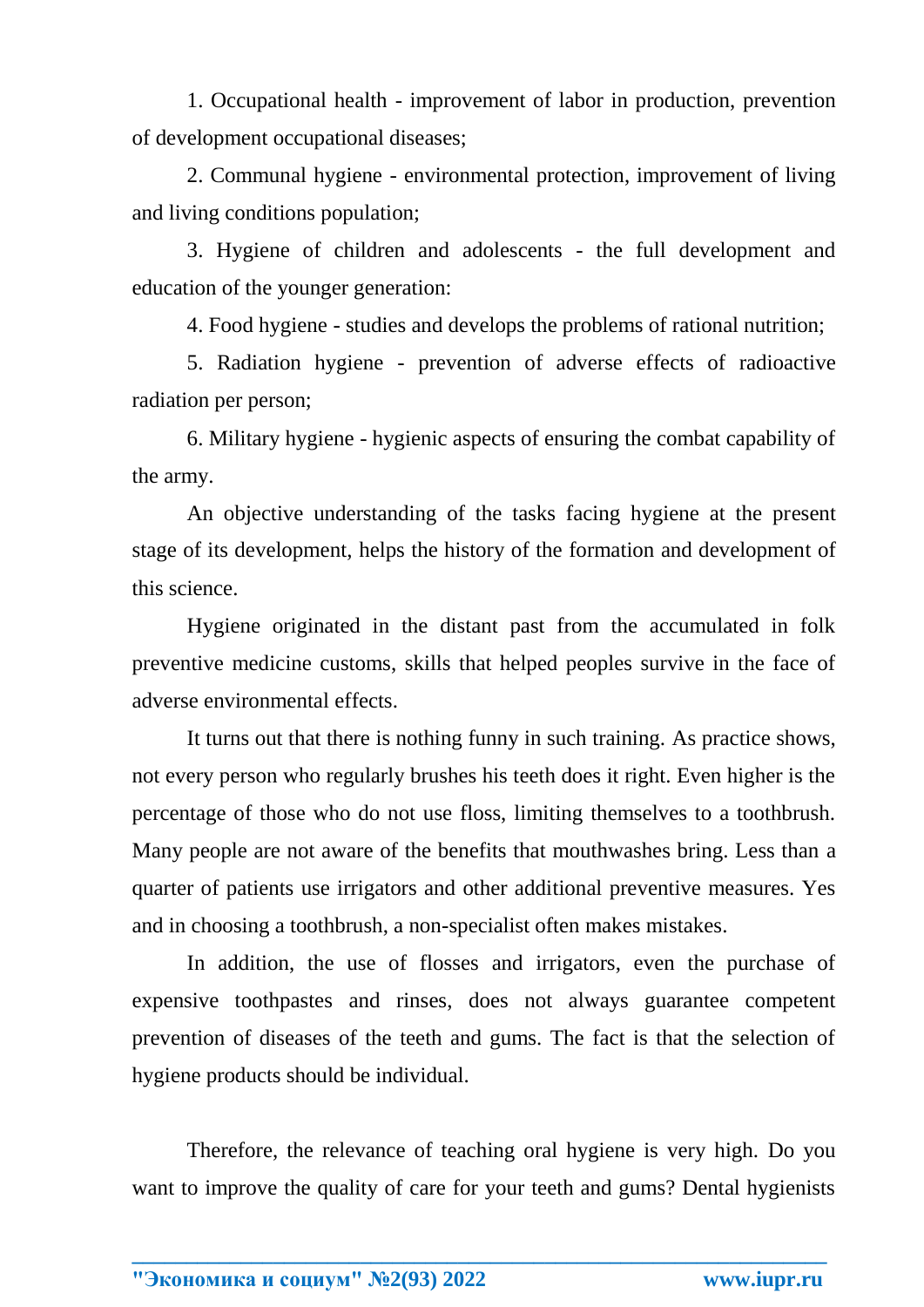1. Occupational health - improvement of labor in production, prevention of development occupational diseases;

2. Communal hygiene - environmental protection, improvement of living and living conditions population;

3. Hygiene of children and adolescents - the full development and education of the younger generation:

4. Food hygiene - studies and develops the problems of rational nutrition;

5. Radiation hygiene - prevention of adverse effects of radioactive radiation per person;

6. Military hygiene - hygienic aspects of ensuring the combat capability of the army.

An objective understanding of the tasks facing hygiene at the present stage of its development, helps the history of the formation and development of this science.

Hygiene originated in the distant past from the accumulated in folk preventive medicine customs, skills that helped peoples survive in the face of adverse environmental effects.

It turns out that there is nothing funny in such training. As practice shows, not every person who regularly brushes his teeth does it right. Even higher is the percentage of those who do not use floss, limiting themselves to a toothbrush. Many people are not aware of the benefits that mouthwashes bring. Less than a quarter of patients use irrigators and other additional preventive measures. Yes and in choosing a toothbrush, a non-specialist often makes mistakes.

In addition, the use of flosses and irrigators, even the purchase of expensive toothpastes and rinses, does not always guarantee competent prevention of diseases of the teeth and gums. The fact is that the selection of hygiene products should be individual.

Therefore, the relevance of teaching oral hygiene is very high. Do you want to improve the quality of care for your teeth and gums? Dental hygienists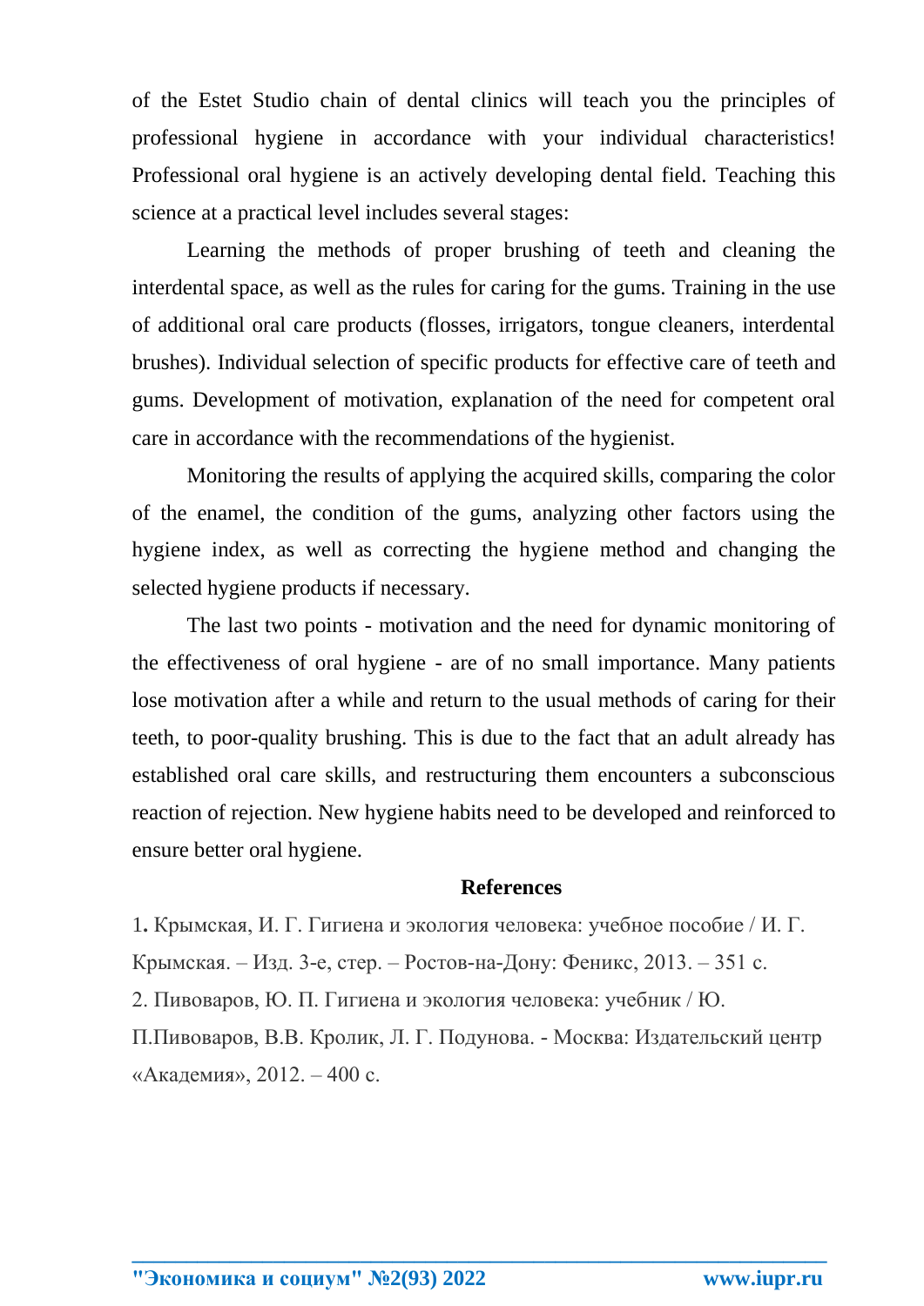of the Estet Studio chain of dental clinics will teach you the principles of professional hygiene in accordance with your individual characteristics! Professional oral hygiene is an actively developing dental field. Teaching this science at a practical level includes several stages:

Learning the methods of proper brushing of teeth and cleaning the interdental space, as well as the rules for caring for the gums. Training in the use of additional oral care products (flosses, irrigators, tongue cleaners, interdental brushes). Individual selection of specific products for effective care of teeth and gums. Development of motivation, explanation of the need for competent oral care in accordance with the recommendations of the hygienist.

Monitoring the results of applying the acquired skills, comparing the color of the enamel, the condition of the gums, analyzing other factors using the hygiene index, as well as correcting the hygiene method and changing the selected hygiene products if necessary.

The last two points - motivation and the need for dynamic monitoring of the effectiveness of oral hygiene - are of no small importance. Many patients lose motivation after a while and return to the usual methods of caring for their teeth, to poor-quality brushing. This is due to the fact that an adult already has established oral care skills, and restructuring them encounters a subconscious reaction of rejection. New hygiene habits need to be developed and reinforced to ensure better oral hygiene.

## References

1. Крымская, И. Г. Гигиена и экология человека: учебное пособие / И. Г. Крымская. – Изд. 3-е, стер. – Ростов-на-Дону: Феникс, 2013. – 351 с.
2. Пивоваров, Ю. П. Гигиена и экология человека: учебник / Ю. П.Пивоваров, В.В. Кролик, Л. Г. Подунова. - Москва: Издательский центр «Академия», 2012. – 400 с.